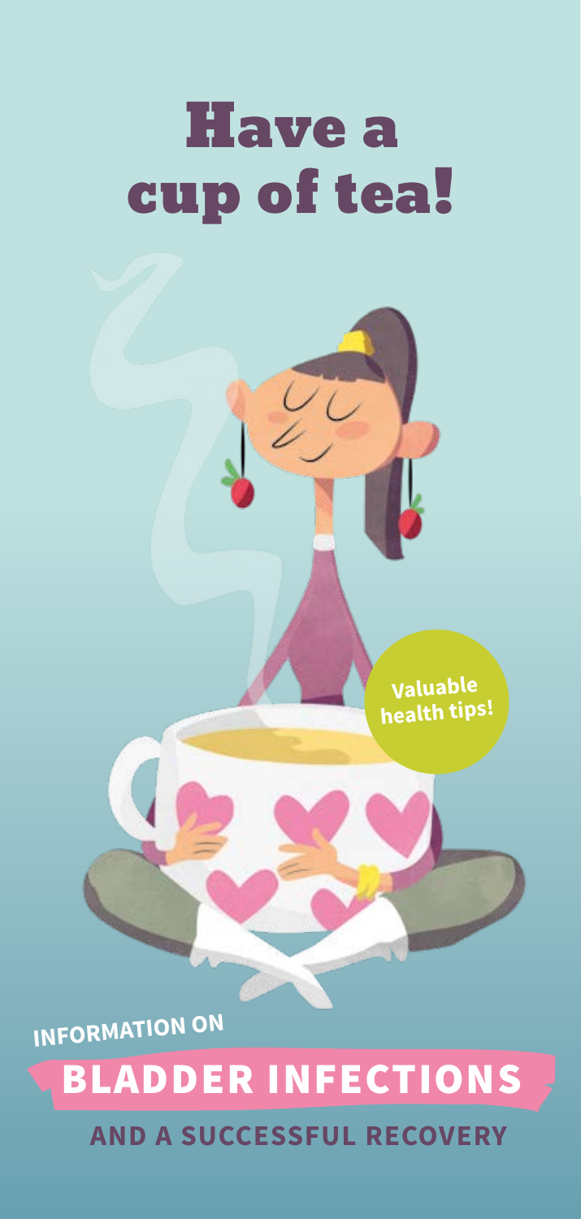# Have a cup of tea!

**Valuable health tips!**

INFORMATION ON

## BLADDER INFECTIONS

**AND A SUCCESSFUL RECOVERY**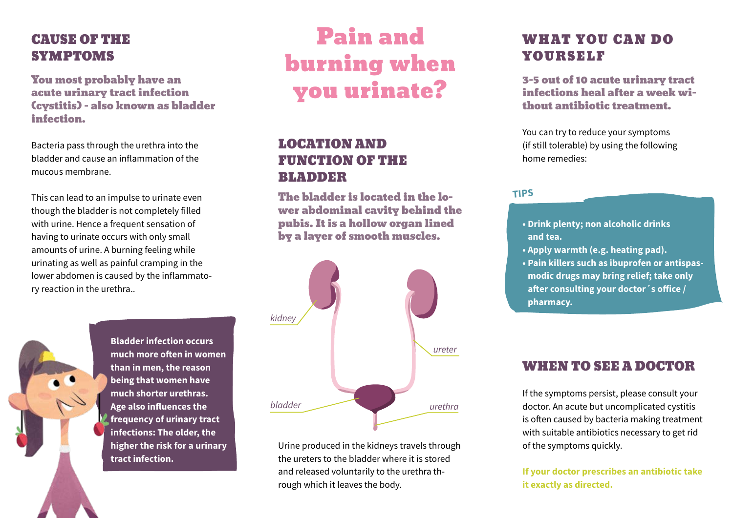# Pain and burning when you urinate?

## CAUSE OF THE SYMPTOMS

**You most probably have an acute urinary tract infection (cystitis) - also known as bladder infection.**

Bacteria pass through the urethra into the bladder and cause an inflammation of the mucous membrane.

This can lead to an impulse to urinate even though the bladder is not completely filled with urine. Hence a frequent sensation of having to urinate occurs with only small amounts of urine. A burning feeling while urinating as well as painful cramping in the lower abdomen is caused by the inflammatory reaction in the urethra..

**Bladder infection occurs much more often in women than in men, the reason being that women have much shorter urethras. Age also influences the frequency of urinary tract infections: The older, the higher the risk for a urinary tract infection.**

## LOCATION AND FUNCTION OF THE BLADDER

**The bladder is located in the lower abdominal cavity behind the pubis. It is a hollow organ lined by a layer of smooth muscles.**

*kidney*

*ureter*

*bladder*

*urethra*

Urine produced in the kidneys travels through the ureters to the bladder where it is stored and released voluntarily to the urethra through which it leaves the body.

## WHAT YOU CAN DO YOURSELF

**3-5 out of 10 acute urinary tract infections heal after a week without antibiotic treatment.**

You can try to reduce your symptoms (if still tolerable) by using the following home remedies:

**TIPS**

- **Drink plenty; non alcoholic drinks and tea.**
- **Apply warmth (e.g. heating pad).**
- **Pain killers such as ibuprofen or antispasmodic drugs may bring relief; take only after consulting your doctor´s office / pharmacy.**

## WHEN TO SEE A DOCTOR

If the symptoms persist, please consult your doctor. An acute but uncomplicated cystitis is often caused by bacteria making treatment with suitable antibiotics necessary to get rid of the symptoms quickly.

**If your doctor prescribes an antibiotic take it exactly as directed.**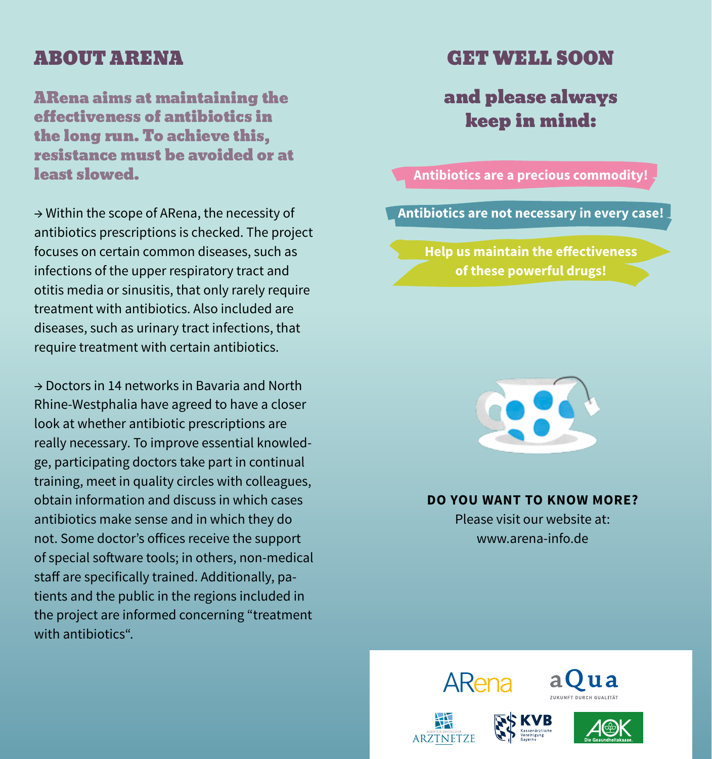## ABOUT ARENA

**ARena aims at maintaining the effectiveness of antibiotics in the long run. To achieve this, resistance must be avoided or at least slowed.**

→ Within the scope of ARena, the necessity of antibiotics prescriptions is checked. The project focuses on certain common diseases, such as infections of the upper respiratory tract and otitis media or sinusitis, that only rarely require treatment with antibiotics. Also included are diseases, such as urinary tract infections, that require treatment with certain antibiotics.

→ Doctors in 14 networks in Bavaria and North Rhine-Westphalia have agreed to have a closer look at whether antibiotic prescriptions are really necessary. To improve essential knowledge, participating doctors take part in continual training, meet in quality circles with colleagues, obtain information and discuss in which cases antibiotics make sense and in which they do not. Some doctor's offices receive the support of special software tools; in others, non-medical staff are specifically trained. Additionally, patients and the public in the regions included in the project are informed concerning "treatment with antibiotics".

## GET WELL SOON

### and please always keep in mind:

**Antibiotics are a precious commodity!**

**Antibiotics are not necessary in every case!**

**Help us maintain the effectiveness of these powerful drugs!**

**DO YOU WANT TO KNOW MORE?**
Please visit our website at:
www.arena-info.de

ARena

aQua
ZUKUNFT DURCH QUALITÄT

AGENTUR DEUTSCHER ARZTNETZE

KVB Kassenärztliche Vereinigung Bayerns

AOK Die Gesundheitskasse.